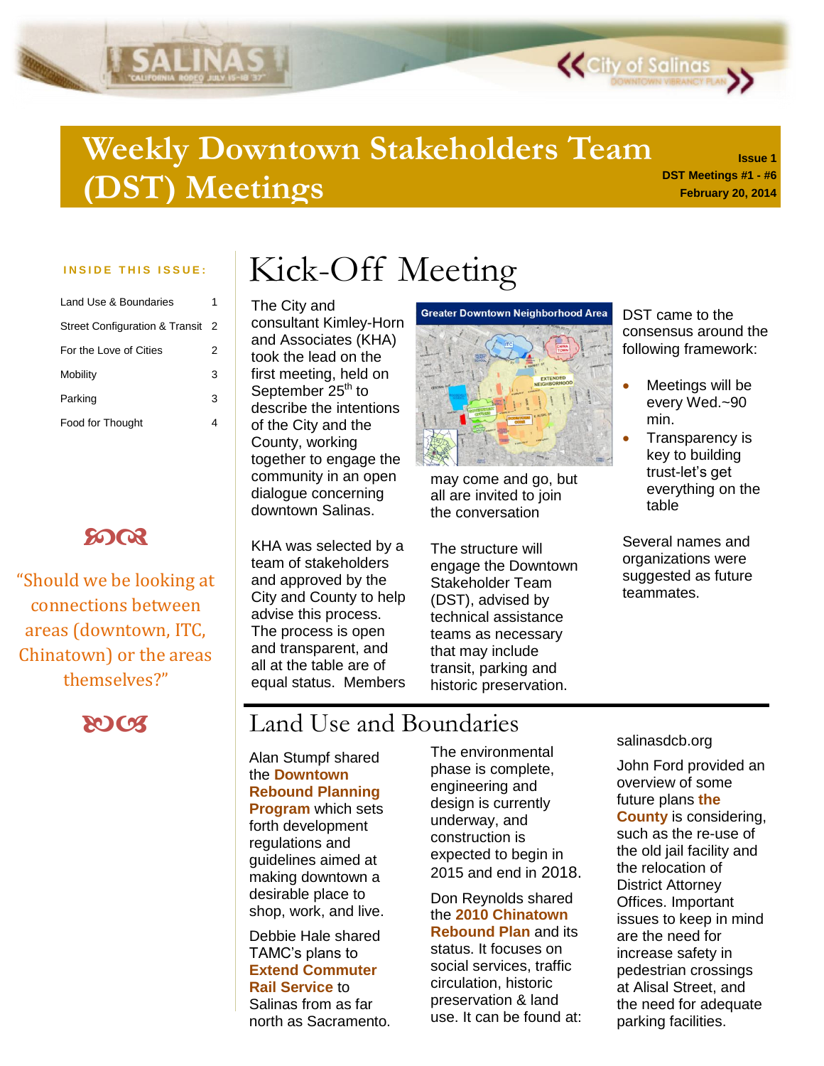# Weekly Downtown Stakeholders Team (DST) Meetings

**Issue 1**
**DST Meetings #1 - #6**
**February 20, 2014**

**INSIDE THIS ISSUE:**

| | |
|---|---|
| Land Use & Boundaries | 1 |
| Street Configuration & Transit | 2 |
| For the Love of Cities | 2 |
| Mobility | 3 |
| Parking | 3 |
| Food for Thought | 4 |

“Should we be looking at connections between areas (downtown, ITC, Chinatown) or the areas themselves?”

## Kick-Off Meeting

The City and consultant Kimley-Horn and Associates (KHA) took the lead on the first meeting, held on September 25th to describe the intentions of the City and the County, working together to engage the community in an open dialogue concerning downtown Salinas.

KHA was selected by a team of stakeholders and approved by the City and County to help advise this process. The process is open and transparent, and all at the table are of equal status. Members may come and go, but all are invited to join the conversation

The structure will engage the Downtown Stakeholder Team (DST), advised by technical assistance teams as necessary that may include transit, parking and historic preservation.

DST came to the consensus around the following framework:

- Meetings will be every Wed.~90 min.
- Transparency is key to building trust-let’s get everything on the table

Several names and organizations were suggested as future teammates.

## Land Use and Boundaries

Alan Stumpf shared the **Downtown Rebound Planning Program** which sets forth development regulations and guidelines aimed at making downtown a desirable place to shop, work, and live.

Debbie Hale shared TAMC’s plans to **Extend Commuter Rail Service** to Salinas from as far north as Sacramento. The environmental phase is complete, engineering and design is currently underway, and construction is expected to begin in 2015 and end in 2018.

Don Reynolds shared the **2010 Chinatown Rebound Plan** and its status. It focuses on social services, traffic circulation, historic preservation & land use. It can be found at: salinasdcb.org

John Ford provided an overview of some future plans **the County** is considering, such as the re-use of the old jail facility and the relocation of District Attorney Offices. Important issues to keep in mind are the need for increase safety in pedestrian crossings at Alisal Street, and the need for adequate parking facilities.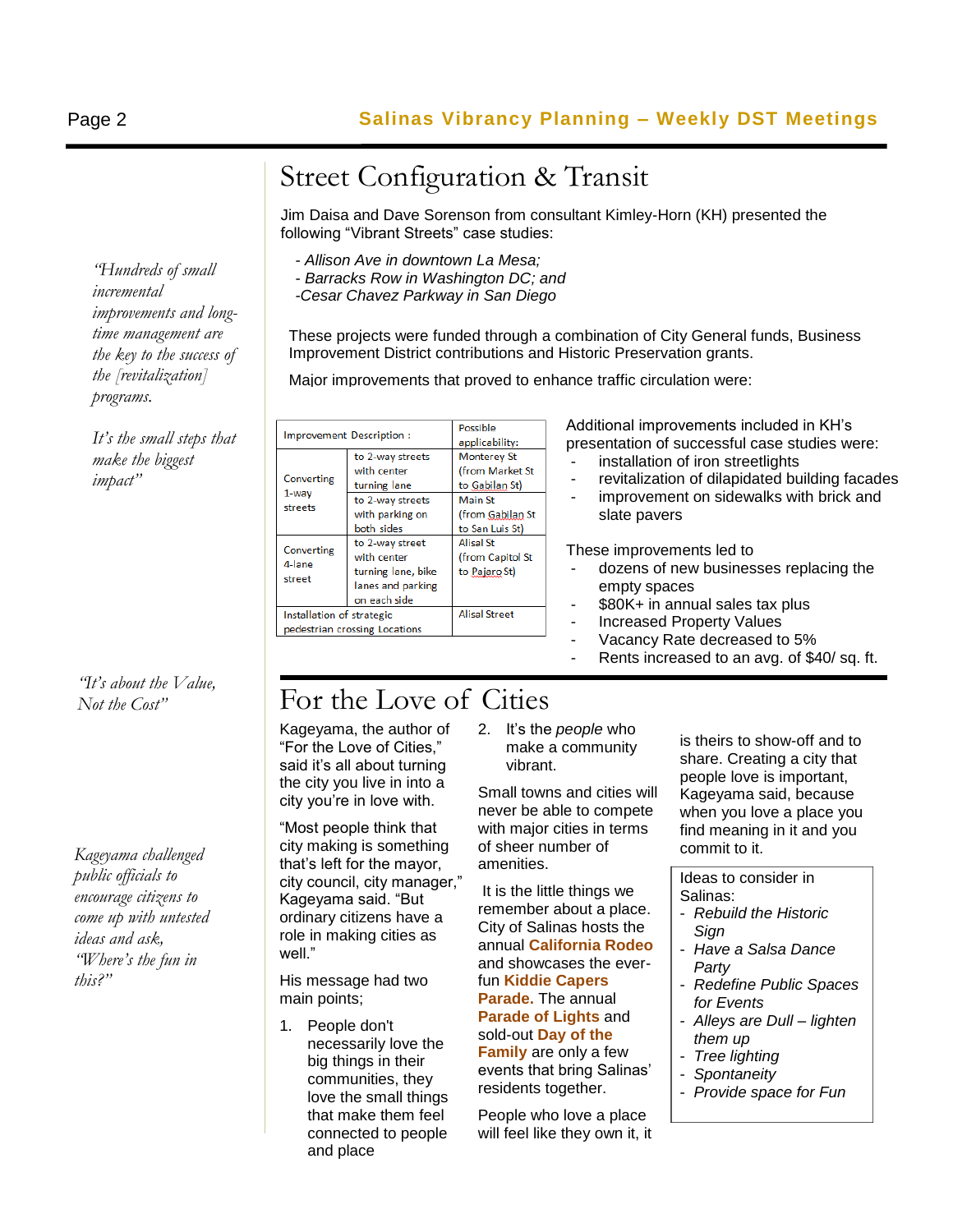# Street Configuration & Transit

Jim Daisa and Dave Sorenson from consultant Kimley-Horn (KH) presented the following "Vibrant Streets" case studies:

*- Allison Ave in downtown La Mesa;*
*- Barracks Row in Washington DC; and*
*-Cesar Chavez Parkway in San Diego*

These projects were funded through a combination of City General funds, Business Improvement District contributions and Historic Preservation grants.

Major improvements that proved to enhance traffic circulation were:

| Improvement Description : | | Possible applicability: |
|---|---|---|
| Converting 1-way streets | to 2-way streets with center turning lane | Monterey St (from Market St to Gabilan St) |
| | to 2-way streets with parking on both sides | Main St (from Gabilan St to San Luis St) |
| Converting 4-lane street | to 2-way street with center turning lane, bike lanes and parking on each side | Alisal St (from Capitol St to Pajaro St) |
| Installation of strategic pedestrian crossing Locations | | Alisal Street |

Additional improvements included in KH's presentation of successful case studies were:

- installation of iron streetlights
- revitalization of dilapidated building facades
- improvement on sidewalks with brick and slate pavers

These improvements led to

- dozens of new businesses replacing the empty spaces
- $80K+ in annual sales tax plus
- Increased Property Values
- Vacancy Rate decreased to 5%
- Rents increased to an avg. of $40/ sq. ft.

*"Hundreds of small incremental improvements and long-time management are the key to the success of the [revitalization] programs.*

*It's the small steps that make the biggest impact"*

*"It's about the Value, Not the Cost"*

# For the Love of Cities

Kageyama, the author of "For the Love of Cities," said it's all about turning the city you live in into a city you're in love with.

"Most people think that city making is something that's left for the mayor, city council, city manager," Kageyama said. "But ordinary citizens have a role in making cities as well."

His message had two main points;

1. People don't necessarily love the big things in their communities, they love the small things that make them feel connected to people and place
2. It's the *people* who make a community vibrant.

Small towns and cities will never be able to compete with major cities in terms of sheer number of amenities.

It is the little things we remember about a place. City of Salinas hosts the annual **California Rodeo** and showcases the ever-fun **Kiddie Capers Parade.** The annual **Parade of Lights** and sold-out **Day of the Family** are only a few events that bring Salinas' residents together.

People who love a place will feel like they own it, it is theirs to show-off and to share. Creating a city that people love is important, Kageyama said, because when you love a place you find meaning in it and you commit to it.

*Kageyama challenged public officials to encourage citizens to come up with untested ideas and ask, "Where's the fun in this?"*

Ideas to consider in Salinas:

- *Rebuild the Historic Sign*
- *Have a Salsa Dance Party*
- *Redefine Public Spaces for Events*
- *Alleys are Dull – lighten them up*
- *Tree lighting*
- *Spontaneity*
- *Provide space for Fun*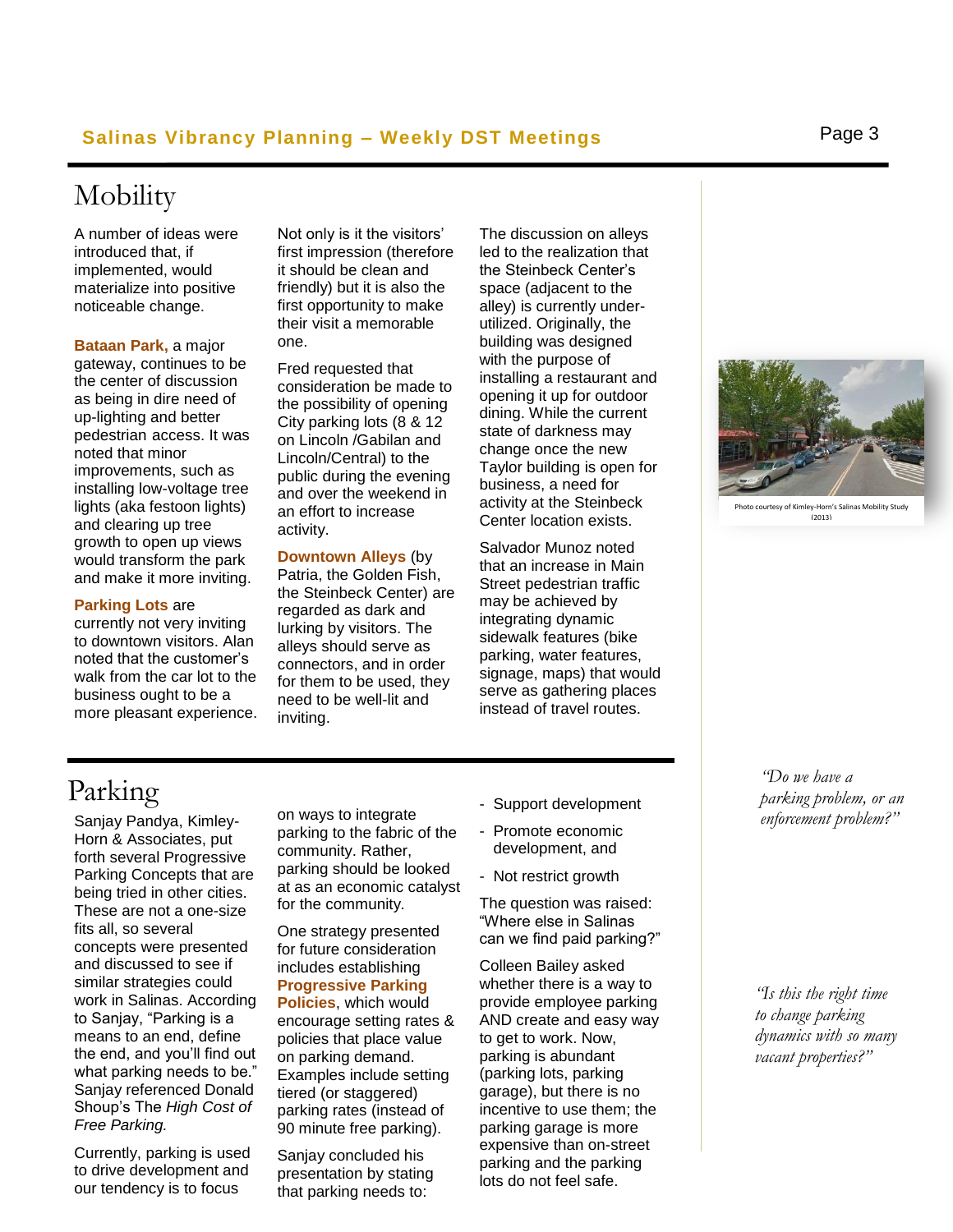# Mobility

A number of ideas were introduced that, if implemented, would materialize into positive noticeable change.

**Bataan Park,** a major gateway, continues to be the center of discussion as being in dire need of up-lighting and better pedestrian access. It was noted that minor improvements, such as installing low-voltage tree lights (aka festoon lights) and clearing up tree growth to open up views would transform the park and make it more inviting.

**Parking Lots** are currently not very inviting to downtown visitors. Alan noted that the customer's walk from the car lot to the business ought to be a more pleasant experience. Not only is it the visitors' first impression (therefore it should be clean and friendly) but it is also the first opportunity to make their visit a memorable one.

Fred requested that consideration be made to the possibility of opening City parking lots (8 & 12 on Lincoln /Gabilan and Lincoln/Central) to the public during the evening and over the weekend in an effort to increase activity.

**Downtown Alleys** (by Patria, the Golden Fish, the Steinbeck Center) are regarded as dark and lurking by visitors. The alleys should serve as connectors, and in order for them to be used, they need to be well-lit and inviting.

The discussion on alleys led to the realization that the Steinbeck Center's space (adjacent to the alley) is currently under-utilized. Originally, the building was designed with the purpose of installing a restaurant and opening it up for outdoor dining. While the current state of darkness may change once the new Taylor building is open for business, a need for activity at the Steinbeck Center location exists.

Salvador Munoz noted that an increase in Main Street pedestrian traffic may be achieved by integrating dynamic sidewalk features (bike parking, water features, signage, maps) that would serve as gathering places instead of travel routes.

Photo courtesy of Kimley-Horn's Salinas Mobility Study (2013)

# Parking

Sanjay Pandya, Kimley-Horn & Associates, put forth several Progressive Parking Concepts that are being tried in other cities. These are not a one-size fits all, so several concepts were presented and discussed to see if similar strategies could work in Salinas. According to Sanjay, "Parking is a means to an end, define the end, and you'll find out what parking needs to be." Sanjay referenced Donald Shoup's The *High Cost of Free Parking.*

Currently, parking is used to drive development and our tendency is to focus on ways to integrate parking to the fabric of the community. Rather, parking should be looked at as an economic catalyst for the community.

One strategy presented for future consideration includes establishing **Progressive Parking Policies**, which would encourage setting rates & policies that place value on parking demand. Examples include setting tiered (or staggered) parking rates (instead of 90 minute free parking).

Sanjay concluded his presentation by stating that parking needs to:

- Support development
- Promote economic development, and
- Not restrict growth

The question was raised: "Where else in Salinas can we find paid parking?"

Colleen Bailey asked whether there is a way to provide employee parking AND create and easy way to get to work. Now, parking is abundant (parking lots, parking garage), but there is no incentive to use them; the parking garage is more expensive than on-street parking and the parking lots do not feel safe.

*"Do we have a parking problem, or an enforcement problem?"*

*"Is this the right time to change parking dynamics with so many vacant properties?"*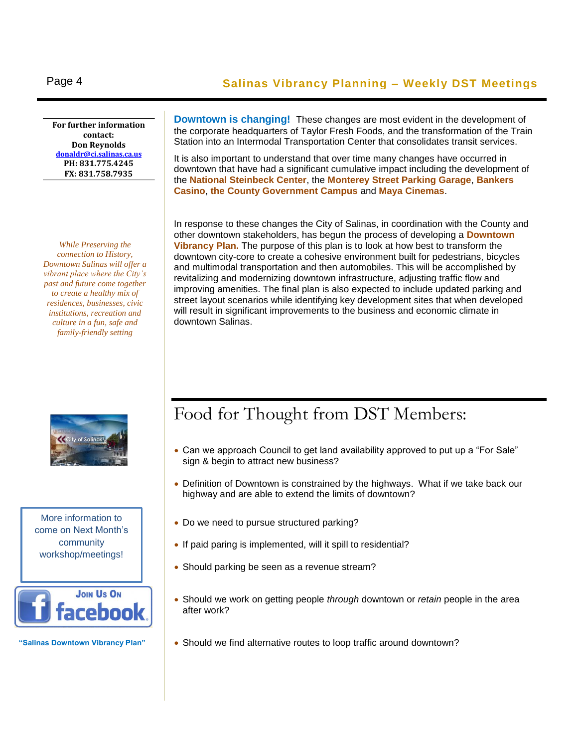For further information contact:
**Don Reynolds**
**donaldr@ci.salinas.ca.us**
**PH: 831.775.4245**
**FX: 831.758.7935**

*While Preserving the connection to History, Downtown Salinas will offer a vibrant place where the City's past and future come together to create a healthy mix of residences, businesses, civic institutions, recreation and culture in a fun, safe and family-friendly setting*

More information to come on Next Month's community workshop/meetings!

Join Us On facebook

**"Salinas Downtown Vibrancy Plan"**

**Downtown is changing!** These changes are most evident in the development of the corporate headquarters of Taylor Fresh Foods, and the transformation of the Train Station into an Intermodal Transportation Center that consolidates transit services.

It is also important to understand that over time many changes have occurred in downtown that have had a significant cumulative impact including the development of the **National Steinbeck Center**, the **Monterey Street Parking Garage**, **Bankers Casino**, **the County Government Campus** and **Maya Cinemas**.

In response to these changes the City of Salinas, in coordination with the County and other downtown stakeholders, has begun the process of developing a **Downtown Vibrancy Plan.** The purpose of this plan is to look at how best to transform the downtown city-core to create a cohesive environment built for pedestrians, bicycles and multimodal transportation and then automobiles. This will be accomplished by revitalizing and modernizing downtown infrastructure, adjusting traffic flow and improving amenities. The final plan is also expected to include updated parking and street layout scenarios while identifying key development sites that when developed will result in significant improvements to the business and economic climate in downtown Salinas.

# Food for Thought from DST Members:

- Can we approach Council to get land availability approved to put up a "For Sale" sign & begin to attract new business?
- Definition of Downtown is constrained by the highways. What if we take back our highway and are able to extend the limits of downtown?
- Do we need to pursue structured parking?
- If paid paring is implemented, will it spill to residential?
- Should parking be seen as a revenue stream?
- Should we work on getting people *through* downtown or *retain* people in the area after work?
- Should we find alternative routes to loop traffic around downtown?